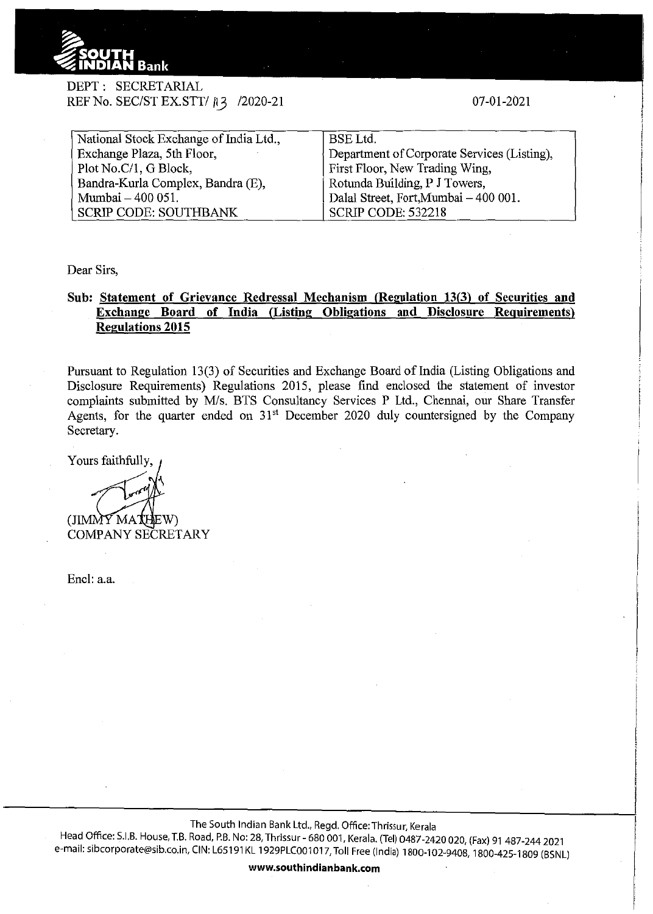SOUTH INDIAN Bank

DEPT : SECRETARIAL
REF No. SEC/ST EX.STT/ 13 /2020-21

07-01-2021

| National Stock Exchange of India Ltd., | BSE Ltd. |
|---|---|
| Exchange Plaza, 5th Floor, | Department of Corporate Services (Listing), |
| Plot No.C/1, G Block, | First Floor, New Trading Wing, |
| Bandra-Kurla Complex, Bandra (E), | Rotunda Building, P J Towers, |
| Mumbai – 400 051. | Dalal Street, Fort,Mumbai – 400 001. |
| SCRIP CODE: SOUTHBANK | SCRIP CODE: 532218 |

Dear Sirs,

**Sub: Statement of Grievance Redressal Mechanism (Regulation 13(3) of Securities and Exchange Board of India (Listing Obligations and Disclosure Requirements) Regulations 2015**

Pursuant to Regulation 13(3) of Securities and Exchange Board of India (Listing Obligations and Disclosure Requirements) Regulations 2015, please find enclosed the statement of investor complaints submitted by M/s. BTS Consultancy Services P Ltd., Chennai, our Share Transfer Agents, for the quarter ended on 31st December 2020 duly countersigned by the Company Secretary.

Yours faithfully,

(JIMMY MATHEW)
COMPANY SECRETARY

Encl: a.a.

The South Indian Bank Ltd., Regd. Office: Thrissur, Kerala
Head Office: S.I.B. House, T.B. Road, P.B. No: 28, Thrissur - 680 001, Kerala. (Tel) 0487-2420 020, (Fax) 91 487-244 2021
e-mail: sibcorporate@sib.co.in, CIN: L65191KL 1929PLC001017, Toll Free (India) 1800-102-9408, 1800-425-1809 (BSNL)

**www.southindianbank.com**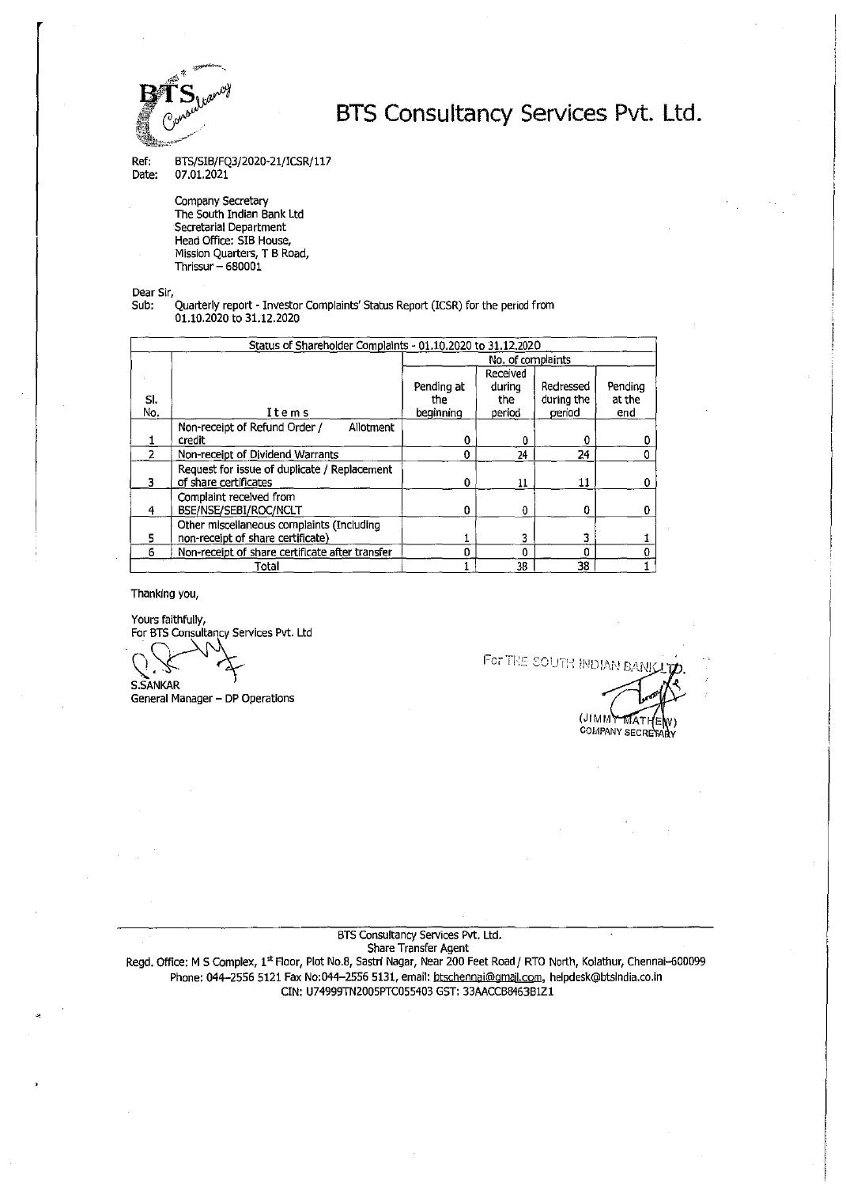# BTS Consultancy Services Pvt. Ltd.

Ref: BTS/SIB/FQ3/2020-21/ICSR/117
Date: 07.01.2021

Company Secretary
The South Indian Bank Ltd
Secretarial Department
Head Office: SIB House,
Mission Quarters, T B Road,
Thrissur – 680001

Dear Sir,

Sub: Quarterly report - Investor Complaints' Status Report (ICSR) for the period from 01.10.2020 to 31.12.2020

| Status of Shareholder Complaints - 01.10.2020 to 31.12.2020 | | | | | |
|---|---|---|---|---|---|
| | | No. of complaints | | | |
| Sl. No. | Items | Pending at the beginning | Received during the period | Redressed during the period | Pending at the end |
| 1 | Non-receipt of Refund Order / Allotment credit | 0 | 0 | 0 | 0 |
| 2 | Non-receipt of Dividend Warrants | 0 | 24 | 24 | 0 |
| 3 | Request for issue of duplicate / Replacement of share certificates | 0 | 11 | 11 | 0 |
| 4 | Complaint received from BSE/NSE/SEBI/ROC/NCLT | 0 | 0 | 0 | 0 |
| 5 | Other miscellaneous complaints (Including non-receipt of share certificate) | 1 | 3 | 3 | 1 |
| 6 | Non-receipt of share certificate after transfer | 0 | 0 | 0 | 0 |
| | Total | 1 | 38 | 38 | 1 |

Thanking you,

Yours faithfully,
For BTS Consultancy Services Pvt. Ltd

S.SANKAR
General Manager – DP Operations

For THE SOUTH INDIAN BANK LTD.

(JIMMY MATHEW)
COMPANY SECRETARY

BTS Consultancy Services Pvt. Ltd.
Share Transfer Agent
Regd. Office: M S Complex, 1st Floor, Plot No.8, Sastri Nagar, Near 200 Feet Road / RTO North, Kolathur, Chennai–600099
Phone: 044–2556 5121 Fax No:044–2556 5131, email: btschennai@gmail.com, helpdesk@btsindia.co.in
CIN: U74999TN2005PTC055403 GST: 33AACCB8463B1Z1